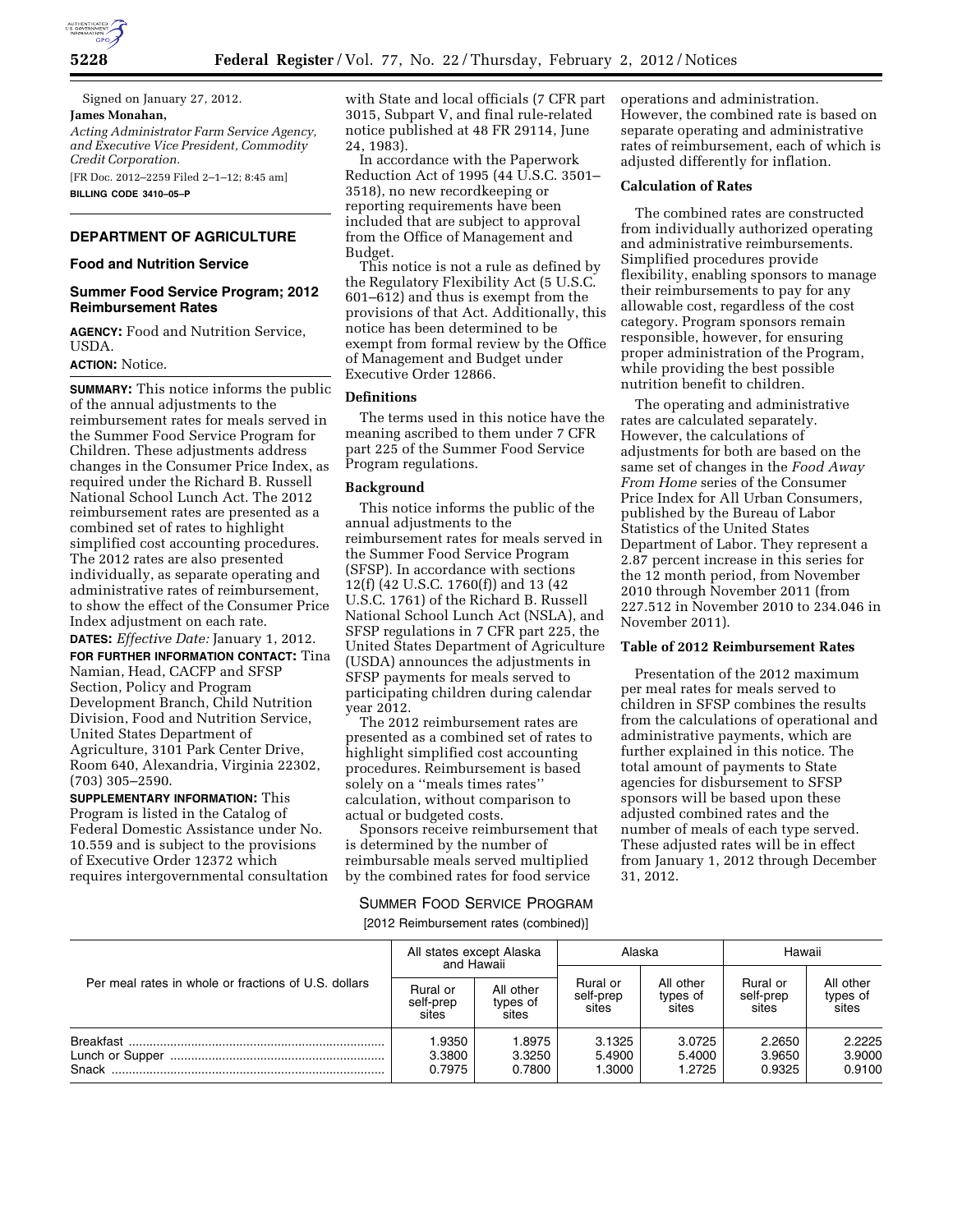Signed on January 27, 2012.

**James Monahan,**

*Acting Administrator Farm Service Agency, and Executive Vice President, Commodity Credit Corporation.*

[FR Doc. 2012–2259 Filed 2–1–12; 8:45 am]

**BILLING CODE 3410–05–P**

## DEPARTMENT OF AGRICULTURE

### Food and Nutrition Service

### Summer Food Service Program; 2012 Reimbursement Rates

**AGENCY:** Food and Nutrition Service, USDA.

**ACTION:** Notice.

**SUMMARY:** This notice informs the public of the annual adjustments to the reimbursement rates for meals served in the Summer Food Service Program for Children. These adjustments address changes in the Consumer Price Index, as required under the Richard B. Russell National School Lunch Act. The 2012 reimbursement rates are presented as a combined set of rates to highlight simplified cost accounting procedures. The 2012 rates are also presented individually, as separate operating and administrative rates of reimbursement, to show the effect of the Consumer Price Index adjustment on each rate.

**DATES:** *Effective Date:* January 1, 2012.

**FOR FURTHER INFORMATION CONTACT:** Tina Namian, Head, CACFP and SFSP Section, Policy and Program Development Branch, Child Nutrition Division, Food and Nutrition Service, United States Department of Agriculture, 3101 Park Center Drive, Room 640, Alexandria, Virginia 22302, (703) 305–2590.

**SUPPLEMENTARY INFORMATION:** This Program is listed in the Catalog of Federal Domestic Assistance under No. 10.559 and is subject to the provisions of Executive Order 12372 which requires intergovernmental consultation with State and local officials (7 CFR part 3015, Subpart V, and final rule-related notice published at 48 FR 29114, June 24, 1983).

In accordance with the Paperwork Reduction Act of 1995 (44 U.S.C. 3501–3518), no new recordkeeping or reporting requirements have been included that are subject to approval from the Office of Management and Budget.

This notice is not a rule as defined by the Regulatory Flexibility Act (5 U.S.C. 601–612) and thus is exempt from the provisions of that Act. Additionally, this notice has been determined to be exempt from formal review by the Office of Management and Budget under Executive Order 12866.

#### Definitions

The terms used in this notice have the meaning ascribed to them under 7 CFR part 225 of the Summer Food Service Program regulations.

#### Background

This notice informs the public of the annual adjustments to the reimbursement rates for meals served in the Summer Food Service Program (SFSP). In accordance with sections 12(f) (42 U.S.C. 1760(f)) and 13 (42 U.S.C. 1761) of the Richard B. Russell National School Lunch Act (NSLA), and SFSP regulations in 7 CFR part 225, the United States Department of Agriculture (USDA) announces the adjustments in SFSP payments for meals served to participating children during calendar year 2012.

The 2012 reimbursement rates are presented as a combined set of rates to highlight simplified cost accounting procedures. Reimbursement is based solely on a ''meals times rates'' calculation, without comparison to actual or budgeted costs.

Sponsors receive reimbursement that is determined by the number of reimbursable meals served multiplied by the combined rates for food service operations and administration. However, the combined rate is based on separate operating and administrative rates of reimbursement, each of which is adjusted differently for inflation.

#### Calculation of Rates

The combined rates are constructed from individually authorized operating and administrative reimbursements. Simplified procedures provide flexibility, enabling sponsors to manage their reimbursements to pay for any allowable cost, regardless of the cost category. Program sponsors remain responsible, however, for ensuring proper administration of the Program, while providing the best possible nutrition benefit to children.

The operating and administrative rates are calculated separately. However, the calculations of adjustments for both are based on the same set of changes in the *Food Away From Home* series of the Consumer Price Index for All Urban Consumers, published by the Bureau of Labor Statistics of the United States Department of Labor. They represent a 2.87 percent increase in this series for the 12 month period, from November 2010 through November 2011 (from 227.512 in November 2010 to 234.046 in November 2011).

#### Table of 2012 Reimbursement Rates

Presentation of the 2012 maximum per meal rates for meals served to children in SFSP combines the results from the calculations of operational and administrative payments, which are further explained in this notice. The total amount of payments to State agencies for disbursement to SFSP sponsors will be based upon these adjusted combined rates and the number of meals of each type served. These adjusted rates will be in effect from January 1, 2012 through December 31, 2012.

SUMMER FOOD SERVICE PROGRAM

[2012 Reimbursement rates (combined)]

| Per meal rates in whole or fractions of U.S. dollars | All states except Alaska and Hawaii | | Alaska | | Hawaii | |
|---|---|---|---|---|---|---|
| | Rural or self-prep sites | All other types of sites | Rural or self-prep sites | All other types of sites | Rural or self-prep sites | All other types of sites |
| Breakfast | 1.9350 | 1.8975 | 3.1325 | 3.0725 | 2.2650 | 2.2225 |
| Lunch or Supper | 3.3800 | 3.3250 | 5.4900 | 5.4000 | 3.9650 | 3.9000 |
| Snack | 0.7975 | 0.7800 | 1.3000 | 1.2725 | 0.9325 | 0.9100 |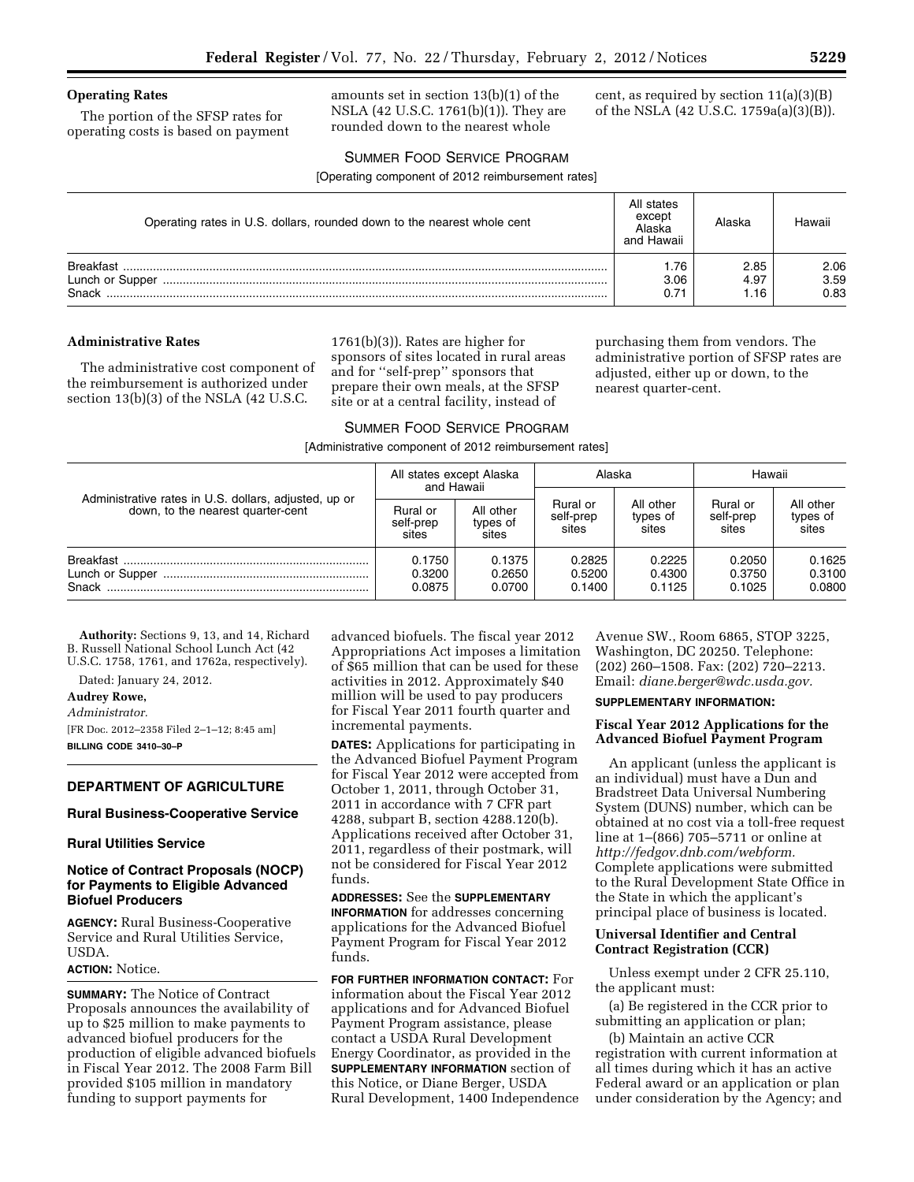## Operating Rates

The portion of the SFSP rates for operating costs is based on payment amounts set in section 13(b)(1) of the NSLA (42 U.S.C. 1761(b)(1)). They are rounded down to the nearest whole cent, as required by section 11(a)(3)(B) of the NSLA (42 U.S.C. 1759a(a)(3)(B)).

SUMMER FOOD SERVICE PROGRAM

[Operating component of 2012 reimbursement rates]

| Operating rates in U.S. dollars, rounded down to the nearest whole cent | All states except Alaska and Hawaii | Alaska | Hawaii |
|---|---|---|---|
| Breakfast | 1.76 | 2.85 | 2.06 |
| Lunch or Supper | 3.06 | 4.97 | 3.59 |
| Snack | 0.71 | 1.16 | 0.83 |

## Administrative Rates

The administrative cost component of the reimbursement is authorized under section 13(b)(3) of the NSLA (42 U.S.C. 1761(b)(3)). Rates are higher for sponsors of sites located in rural areas and for ''self-prep'' sponsors that prepare their own meals, at the SFSP site or at a central facility, instead of purchasing them from vendors. The administrative portion of SFSP rates are adjusted, either up or down, to the nearest quarter-cent.

SUMMER FOOD SERVICE PROGRAM

[Administrative component of 2012 reimbursement rates]

| Administrative rates in U.S. dollars, adjusted, up or down, to the nearest quarter-cent | All states except Alaska and Hawaii | | Alaska | | Hawaii | |
|---|---|---|---|---|---|---|
| | Rural or self-prep sites | All other types of sites | Rural or self-prep sites | All other types of sites | Rural or self-prep sites | All other types of sites |
| Breakfast | 0.1750 | 0.1375 | 0.2825 | 0.2225 | 0.2050 | 0.1625 |
| Lunch or Supper | 0.3200 | 0.2650 | 0.5200 | 0.4300 | 0.3750 | 0.3100 |
| Snack | 0.0875 | 0.0700 | 0.1400 | 0.1125 | 0.1025 | 0.0800 |

**Authority:** Sections 9, 13, and 14, Richard B. Russell National School Lunch Act (42 U.S.C. 1758, 1761, and 1762a, respectively).

Dated: January 24, 2012.

**Audrey Rowe,**

*Administrator.*

[FR Doc. 2012–2358 Filed 2–1–12; 8:45 am]

**BILLING CODE 3410–30–P**

---

## DEPARTMENT OF AGRICULTURE

### Rural Business-Cooperative Service

### Rural Utilities Service

### Notice of Contract Proposals (NOCP) for Payments to Eligible Advanced Biofuel Producers

**AGENCY:** Rural Business-Cooperative Service and Rural Utilities Service, USDA.

**ACTION:** Notice.

**SUMMARY:** The Notice of Contract Proposals announces the availability of up to $25 million to make payments to advanced biofuel producers for the production of eligible advanced biofuels in Fiscal Year 2012. The 2008 Farm Bill provided $105 million in mandatory funding to support payments for advanced biofuels. The fiscal year 2012 Appropriations Act imposes a limitation of $65 million that can be used for these activities in 2012. Approximately $40 million will be used to pay producers for Fiscal Year 2011 fourth quarter and incremental payments.

**DATES:** Applications for participating in the Advanced Biofuel Payment Program for Fiscal Year 2012 were accepted from October 1, 2011, through October 31, 2011 in accordance with 7 CFR part 4288, subpart B, section 4288.120(b). Applications received after October 31, 2011, regardless of their postmark, will not be considered for Fiscal Year 2012 funds.

**ADDRESSES:** See the **SUPPLEMENTARY INFORMATION** for addresses concerning applications for the Advanced Biofuel Payment Program for Fiscal Year 2012 funds.

**FOR FURTHER INFORMATION CONTACT:** For information about the Fiscal Year 2012 applications and for Advanced Biofuel Payment Program assistance, please contact a USDA Rural Development Energy Coordinator, as provided in the **SUPPLEMENTARY INFORMATION** section of this Notice, or Diane Berger, USDA Rural Development, 1400 Independence Avenue SW., Room 6865, STOP 3225, Washington, DC 20250. Telephone: (202) 260–1508. Fax: (202) 720–2213. Email: *diane.berger@wdc.usda.gov.*

**SUPPLEMENTARY INFORMATION:**

#### Fiscal Year 2012 Applications for the Advanced Biofuel Payment Program

An applicant (unless the applicant is an individual) must have a Dun and Bradstreet Data Universal Numbering System (DUNS) number, which can be obtained at no cost via a toll-free request line at 1–(866) 705–5711 or online at *http://fedgov.dnb.com/webform.* Complete applications were submitted to the Rural Development State Office in the State in which the applicant's principal place of business is located.

#### Universal Identifier and Central Contract Registration (CCR)

Unless exempt under 2 CFR 25.110, the applicant must:

(a) Be registered in the CCR prior to submitting an application or plan;

(b) Maintain an active CCR registration with current information at all times during which it has an active Federal award or an application or plan under consideration by the Agency; and